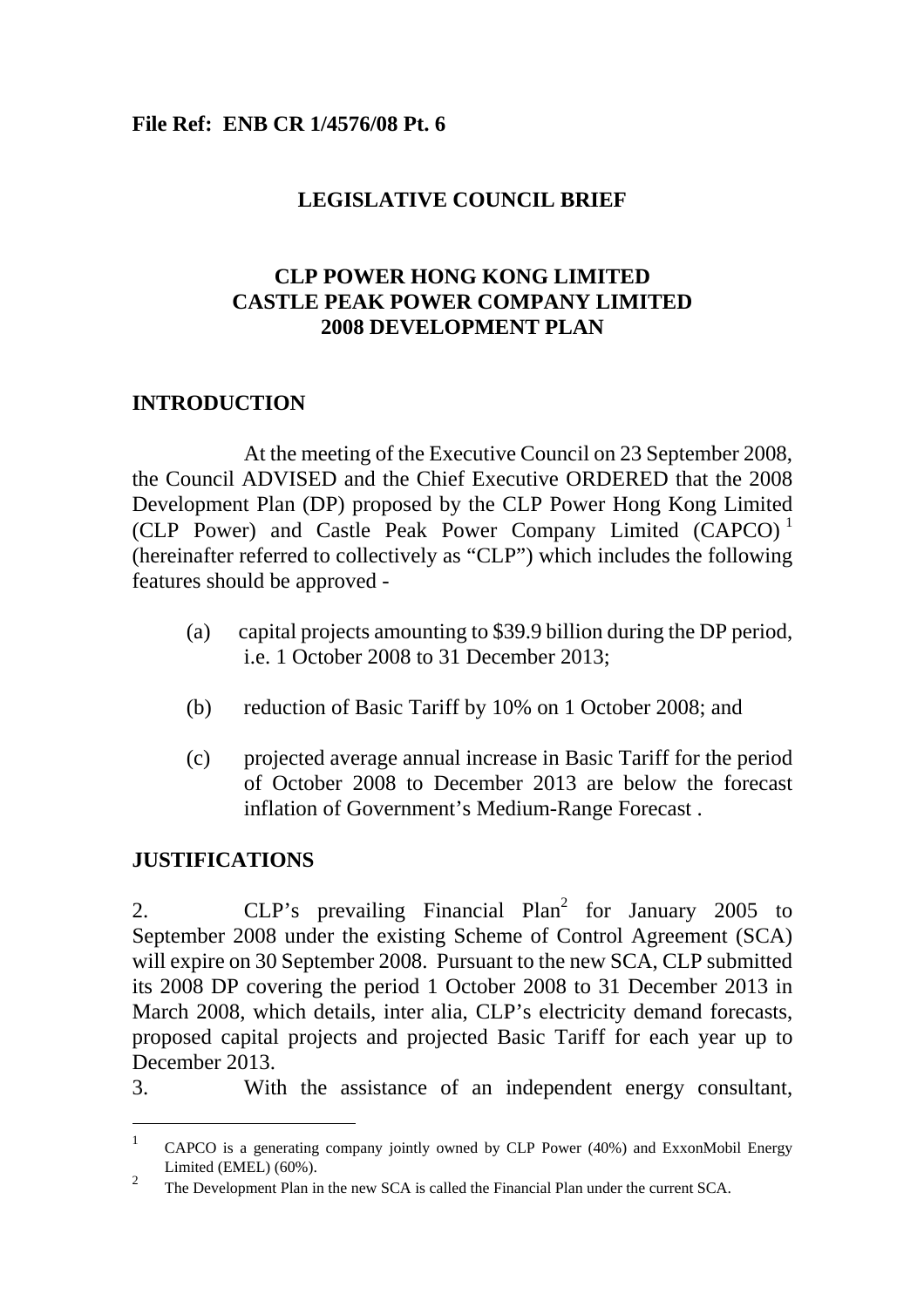**File Ref: ENB CR 1/4576/08 Pt. 6**

# LEGISLATIVE COUNCIL BRIEF

## CLP POWER HONG KONG LIMITED
## CASTLE PEAK POWER COMPANY LIMITED
## 2008 DEVELOPMENT PLAN

## INTRODUCTION

At the meeting of the Executive Council on 23 September 2008, the Council ADVISED and the Chief Executive ORDERED that the 2008 Development Plan (DP) proposed by the CLP Power Hong Kong Limited (CLP Power) and Castle Peak Power Company Limited (CAPCO)[1] (hereinafter referred to collectively as "CLP") which includes the following features should be approved -

(a) capital projects amounting to \$39.9 billion during the DP period, i.e. 1 October 2008 to 31 December 2013;

(b) reduction of Basic Tariff by 10% on 1 October 2008; and

(c) projected average annual increase in Basic Tariff for the period of October 2008 to December 2013 are below the forecast inflation of Government's Medium-Range Forecast .

## JUSTIFICATIONS

2. CLP's prevailing Financial Plan[2] for January 2005 to September 2008 under the existing Scheme of Control Agreement (SCA) will expire on 30 September 2008. Pursuant to the new SCA, CLP submitted its 2008 DP covering the period 1 October 2008 to 31 December 2013 in March 2008, which details, inter alia, CLP's electricity demand forecasts, proposed capital projects and projected Basic Tariff for each year up to December 2013.

3. With the assistance of an independent energy consultant,

---

[1] CAPCO is a generating company jointly owned by CLP Power (40%) and ExxonMobil Energy Limited (EMEL) (60%).

[2] The Development Plan in the new SCA is called the Financial Plan under the current SCA.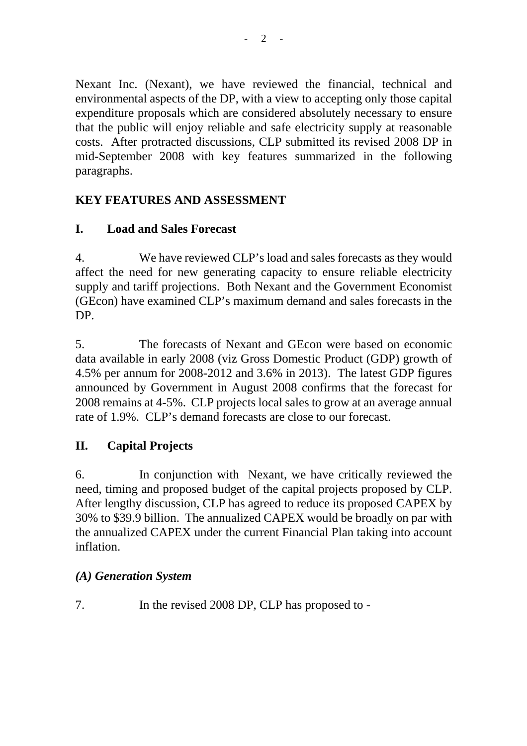Nexant Inc. (Nexant), we have reviewed the financial, technical and environmental aspects of the DP, with a view to accepting only those capital expenditure proposals which are considered absolutely necessary to ensure that the public will enjoy reliable and safe electricity supply at reasonable costs. After protracted discussions, CLP submitted its revised 2008 DP in mid-September 2008 with key features summarized in the following paragraphs.

**KEY FEATURES AND ASSESSMENT**

**I. Load and Sales Forecast**

4. We have reviewed CLP's load and sales forecasts as they would affect the need for new generating capacity to ensure reliable electricity supply and tariff projections. Both Nexant and the Government Economist (GEcon) have examined CLP's maximum demand and sales forecasts in the DP.

5. The forecasts of Nexant and GEcon were based on economic data available in early 2008 (viz Gross Domestic Product (GDP) growth of 4.5% per annum for 2008-2012 and 3.6% in 2013). The latest GDP figures announced by Government in August 2008 confirms that the forecast for 2008 remains at 4-5%. CLP projects local sales to grow at an average annual rate of 1.9%. CLP's demand forecasts are close to our forecast.

**II. Capital Projects**

6. In conjunction with Nexant, we have critically reviewed the need, timing and proposed budget of the capital projects proposed by CLP. After lengthy discussion, CLP has agreed to reduce its proposed CAPEX by 30% to $39.9 billion. The annualized CAPEX would be broadly on par with the annualized CAPEX under the current Financial Plan taking into account inflation.

***(A) Generation System***

7. In the revised 2008 DP, CLP has proposed to -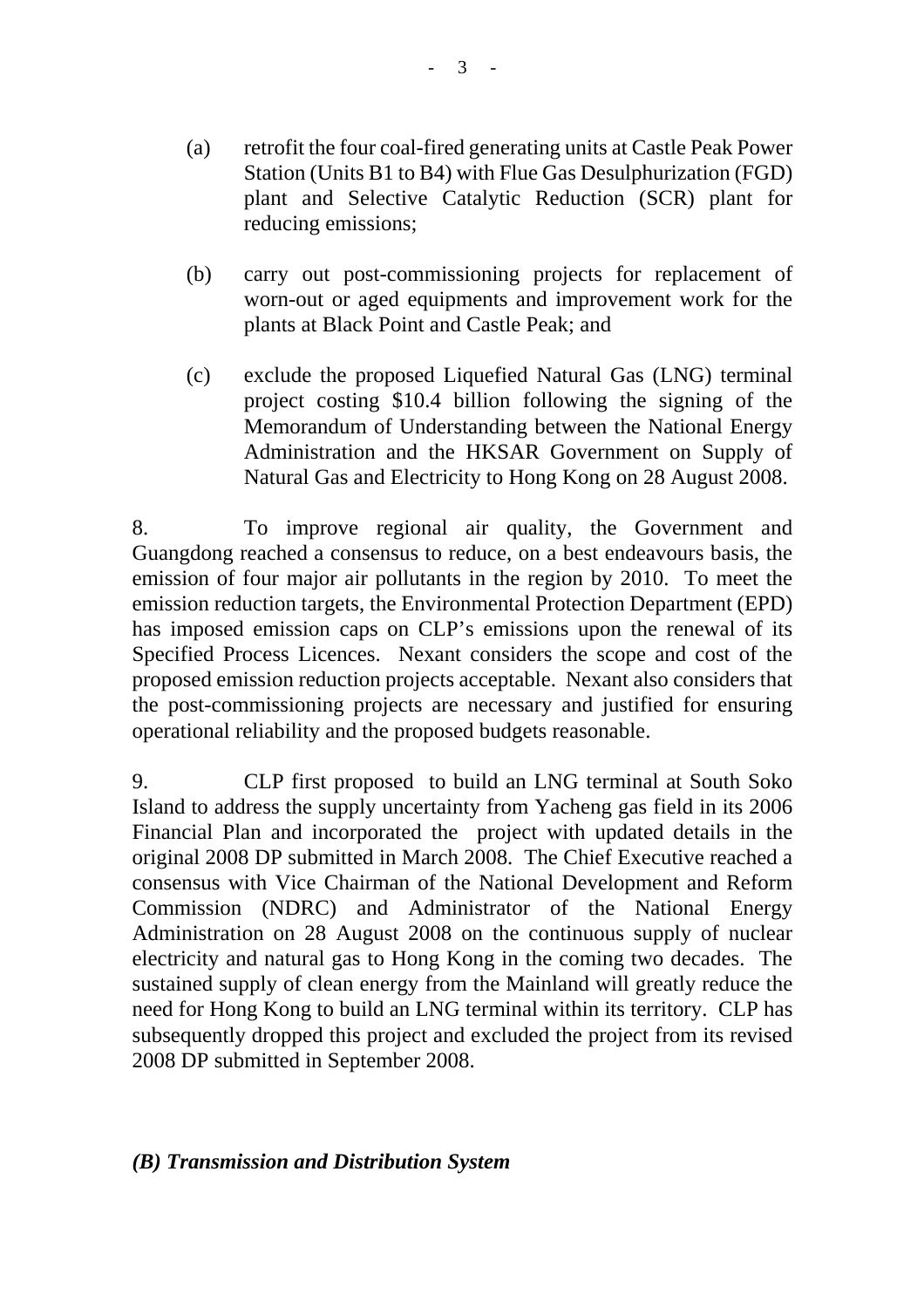(a) retrofit the four coal-fired generating units at Castle Peak Power Station (Units B1 to B4) with Flue Gas Desulphurization (FGD) plant and Selective Catalytic Reduction (SCR) plant for reducing emissions;

(b) carry out post-commissioning projects for replacement of worn-out or aged equipments and improvement work for the plants at Black Point and Castle Peak; and

(c) exclude the proposed Liquefied Natural Gas (LNG) terminal project costing $10.4 billion following the signing of the Memorandum of Understanding between the National Energy Administration and the HKSAR Government on Supply of Natural Gas and Electricity to Hong Kong on 28 August 2008.

8. To improve regional air quality, the Government and Guangdong reached a consensus to reduce, on a best endeavours basis, the emission of four major air pollutants in the region by 2010. To meet the emission reduction targets, the Environmental Protection Department (EPD) has imposed emission caps on CLP's emissions upon the renewal of its Specified Process Licences. Nexant considers the scope and cost of the proposed emission reduction projects acceptable. Nexant also considers that the post-commissioning projects are necessary and justified for ensuring operational reliability and the proposed budgets reasonable.

9. CLP first proposed to build an LNG terminal at South Soko Island to address the supply uncertainty from Yacheng gas field in its 2006 Financial Plan and incorporated the project with updated details in the original 2008 DP submitted in March 2008. The Chief Executive reached a consensus with Vice Chairman of the National Development and Reform Commission (NDRC) and Administrator of the National Energy Administration on 28 August 2008 on the continuous supply of nuclear electricity and natural gas to Hong Kong in the coming two decades. The sustained supply of clean energy from the Mainland will greatly reduce the need for Hong Kong to build an LNG terminal within its territory. CLP has subsequently dropped this project and excluded the project from its revised 2008 DP submitted in September 2008.

### *(B) Transmission and Distribution System*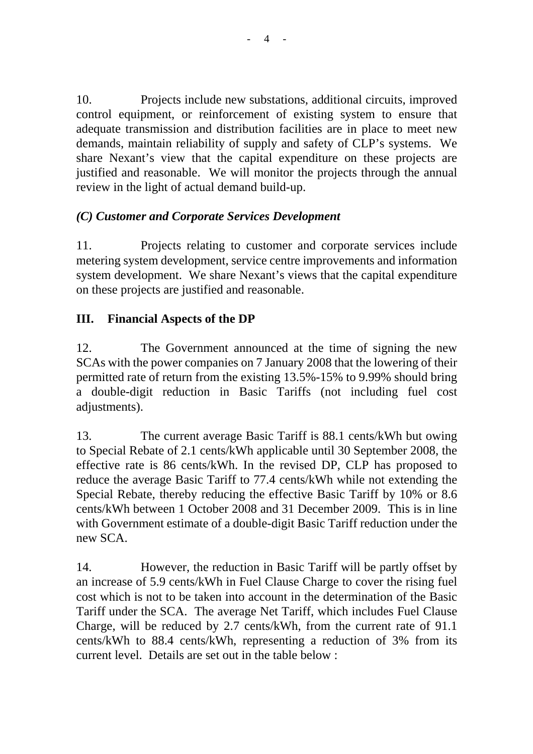10. Projects include new substations, additional circuits, improved control equipment, or reinforcement of existing system to ensure that adequate transmission and distribution facilities are in place to meet new demands, maintain reliability of supply and safety of CLP's systems. We share Nexant's view that the capital expenditure on these projects are justified and reasonable. We will monitor the projects through the annual review in the light of actual demand build-up.

### *(C) Customer and Corporate Services Development*

11. Projects relating to customer and corporate services include metering system development, service centre improvements and information system development. We share Nexant's views that the capital expenditure on these projects are justified and reasonable.

## III. Financial Aspects of the DP

12. The Government announced at the time of signing the new SCAs with the power companies on 7 January 2008 that the lowering of their permitted rate of return from the existing 13.5%-15% to 9.99% should bring a double-digit reduction in Basic Tariffs (not including fuel cost adjustments).

13. The current average Basic Tariff is 88.1 cents/kWh but owing to Special Rebate of 2.1 cents/kWh applicable until 30 September 2008, the effective rate is 86 cents/kWh. In the revised DP, CLP has proposed to reduce the average Basic Tariff to 77.4 cents/kWh while not extending the Special Rebate, thereby reducing the effective Basic Tariff by 10% or 8.6 cents/kWh between 1 October 2008 and 31 December 2009. This is in line with Government estimate of a double-digit Basic Tariff reduction under the new SCA.

14. However, the reduction in Basic Tariff will be partly offset by an increase of 5.9 cents/kWh in Fuel Clause Charge to cover the rising fuel cost which is not to be taken into account in the determination of the Basic Tariff under the SCA. The average Net Tariff, which includes Fuel Clause Charge, will be reduced by 2.7 cents/kWh, from the current rate of 91.1 cents/kWh to 88.4 cents/kWh, representing a reduction of 3% from its current level. Details are set out in the table below :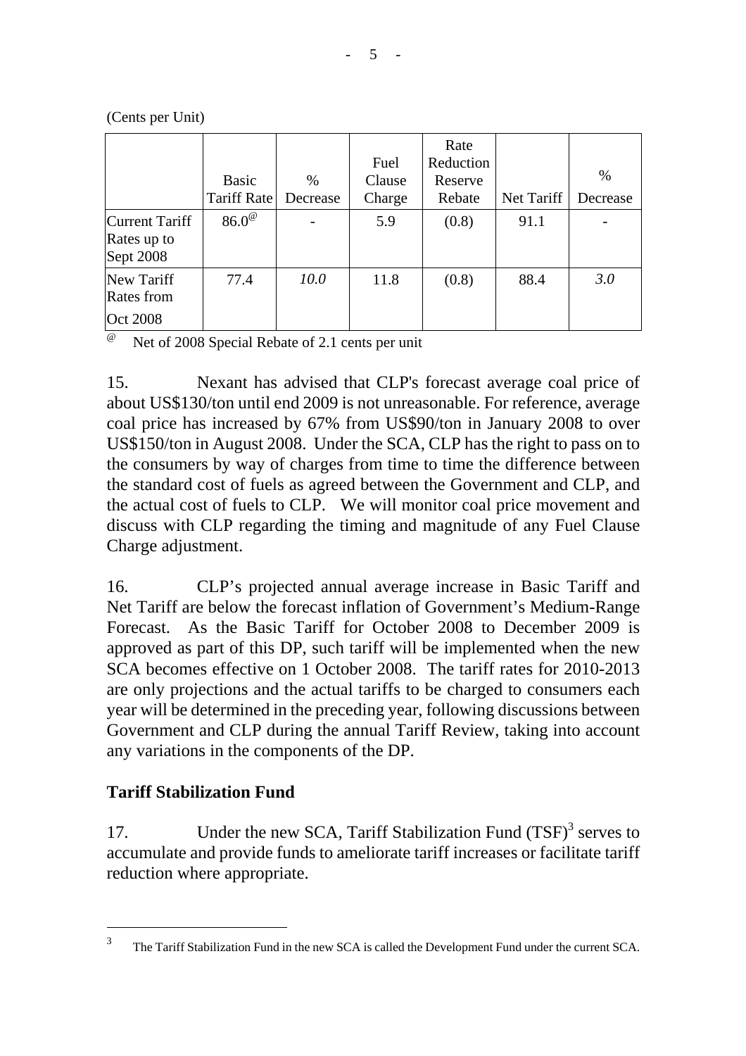(Cents per Unit)

| | Basic Tariff Rate | % Decrease | Fuel Clause Charge | Rate Reduction Reserve Rebate | Net Tariff | % Decrease |
|---|---|---|---|---|---|---|
| Current Tariff Rates up to Sept 2008 | 86.0[@] | - | 5.9 | (0.8) | 91.1 | - |
| New Tariff Rates from Oct 2008 | 77.4 | *10.0* | 11.8 | (0.8) | 88.4 | *3.0* |

[@] Net of 2008 Special Rebate of 2.1 cents per unit

15. Nexant has advised that CLP's forecast average coal price of about US$130/ton until end 2009 is not unreasonable. For reference, average coal price has increased by 67% from US$90/ton in January 2008 to over US$150/ton in August 2008. Under the SCA, CLP has the right to pass on to the consumers by way of charges from time to time the difference between the standard cost of fuels as agreed between the Government and CLP, and the actual cost of fuels to CLP. We will monitor coal price movement and discuss with CLP regarding the timing and magnitude of any Fuel Clause Charge adjustment.

16. CLP's projected annual average increase in Basic Tariff and Net Tariff are below the forecast inflation of Government's Medium-Range Forecast. As the Basic Tariff for October 2008 to December 2009 is approved as part of this DP, such tariff will be implemented when the new SCA becomes effective on 1 October 2008. The tariff rates for 2010-2013 are only projections and the actual tariffs to be charged to consumers each year will be determined in the preceding year, following discussions between Government and CLP during the annual Tariff Review, taking into account any variations in the components of the DP.

## Tariff Stabilization Fund

17. Under the new SCA, Tariff Stabilization Fund (TSF)[3] serves to accumulate and provide funds to ameliorate tariff increases or facilitate tariff reduction where appropriate.

[3] The Tariff Stabilization Fund in the new SCA is called the Development Fund under the current SCA.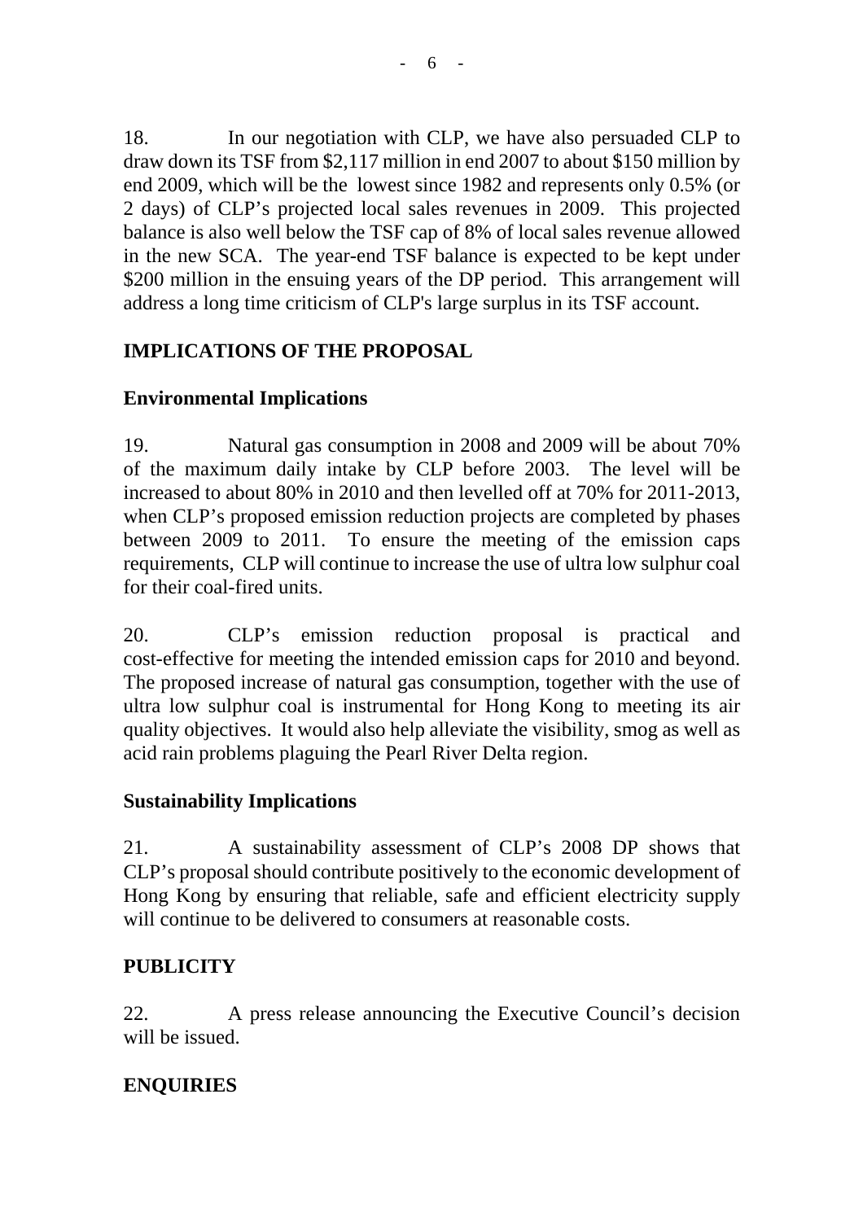18. In our negotiation with CLP, we have also persuaded CLP to draw down its TSF from $2,117 million in end 2007 to about $150 million by end 2009, which will be the lowest since 1982 and represents only 0.5% (or 2 days) of CLP's projected local sales revenues in 2009. This projected balance is also well below the TSF cap of 8% of local sales revenue allowed in the new SCA. The year-end TSF balance is expected to be kept under $200 million in the ensuing years of the DP period. This arrangement will address a long time criticism of CLP's large surplus in its TSF account.

## IMPLICATIONS OF THE PROPOSAL

### Environmental Implications

19. Natural gas consumption in 2008 and 2009 will be about 70% of the maximum daily intake by CLP before 2003. The level will be increased to about 80% in 2010 and then levelled off at 70% for 2011-2013, when CLP's proposed emission reduction projects are completed by phases between 2009 to 2011. To ensure the meeting of the emission caps requirements, CLP will continue to increase the use of ultra low sulphur coal for their coal-fired units.

20. CLP's emission reduction proposal is practical and cost-effective for meeting the intended emission caps for 2010 and beyond. The proposed increase of natural gas consumption, together with the use of ultra low sulphur coal is instrumental for Hong Kong to meeting its air quality objectives. It would also help alleviate the visibility, smog as well as acid rain problems plaguing the Pearl River Delta region.

### Sustainability Implications

21. A sustainability assessment of CLP's 2008 DP shows that CLP's proposal should contribute positively to the economic development of Hong Kong by ensuring that reliable, safe and efficient electricity supply will continue to be delivered to consumers at reasonable costs.

## PUBLICITY

22. A press release announcing the Executive Council's decision will be issued.

## ENQUIRIES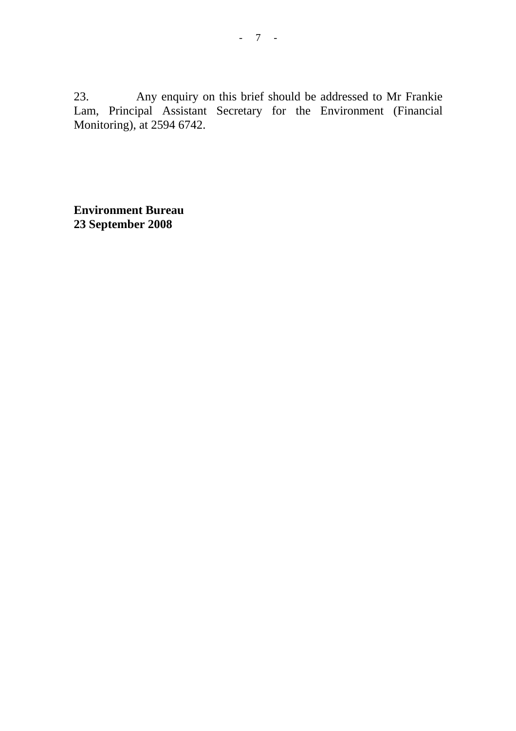23. Any enquiry on this brief should be addressed to Mr Frankie Lam, Principal Assistant Secretary for the Environment (Financial Monitoring), at 2594 6742.

**Environment Bureau**
**23 September 2008**